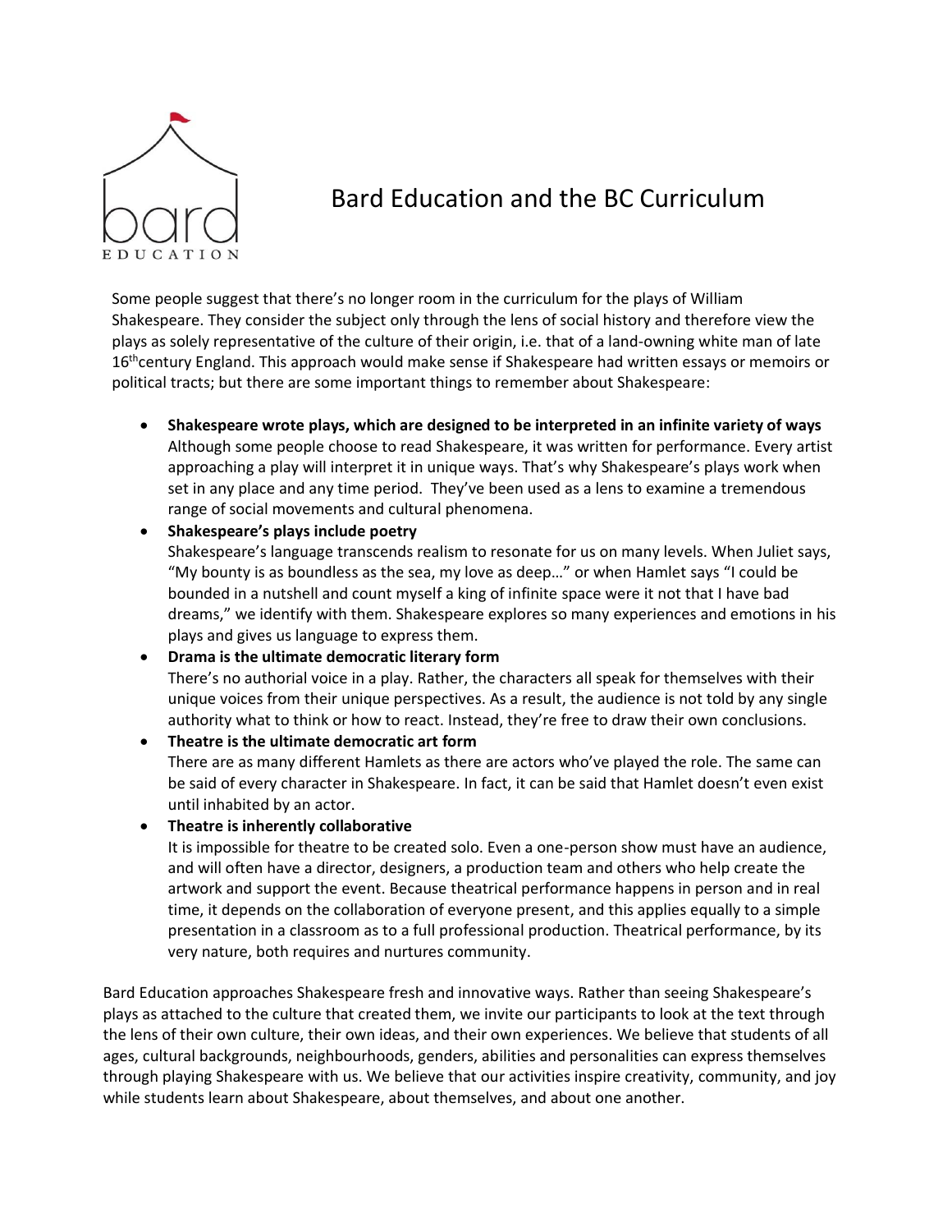# Bard Education and the BC Curriculum

Some people suggest that there's no longer room in the curriculum for the plays of William Shakespeare. They consider the subject only through the lens of social history and therefore view the plays as solely representative of the culture of their origin, i.e. that of a land-owning white man of late 16th century England. This approach would make sense if Shakespeare had written essays or memoirs or political tracts; but there are some important things to remember about Shakespeare:

- **Shakespeare wrote plays, which are designed to be interpreted in an infinite variety of ways**
  Although some people choose to read Shakespeare, it was written for performance. Every artist approaching a play will interpret it in unique ways. That's why Shakespeare's plays work when set in any place and any time period. They've been used as a lens to examine a tremendous range of social movements and cultural phenomena.
- **Shakespeare's plays include poetry**
  Shakespeare's language transcends realism to resonate for us on many levels. When Juliet says, "My bounty is as boundless as the sea, my love as deep…" or when Hamlet says "I could be bounded in a nutshell and count myself a king of infinite space were it not that I have bad dreams," we identify with them. Shakespeare explores so many experiences and emotions in his plays and gives us language to express them.
- **Drama is the ultimate democratic literary form**
  There's no authorial voice in a play. Rather, the characters all speak for themselves with their unique voices from their unique perspectives. As a result, the audience is not told by any single authority what to think or how to react. Instead, they're free to draw their own conclusions.
- **Theatre is the ultimate democratic art form**
  There are as many different Hamlets as there are actors who've played the role. The same can be said of every character in Shakespeare. In fact, it can be said that Hamlet doesn't even exist until inhabited by an actor.
- **Theatre is inherently collaborative**
  It is impossible for theatre to be created solo. Even a one-person show must have an audience, and will often have a director, designers, a production team and others who help create the artwork and support the event. Because theatrical performance happens in person and in real time, it depends on the collaboration of everyone present, and this applies equally to a simple presentation in a classroom as to a full professional production. Theatrical performance, by its very nature, both requires and nurtures community.

Bard Education approaches Shakespeare fresh and innovative ways. Rather than seeing Shakespeare's plays as attached to the culture that created them, we invite our participants to look at the text through the lens of their own culture, their own ideas, and their own experiences. We believe that students of all ages, cultural backgrounds, neighbourhoods, genders, abilities and personalities can express themselves through playing Shakespeare with us. We believe that our activities inspire creativity, community, and joy while students learn about Shakespeare, about themselves, and about one another.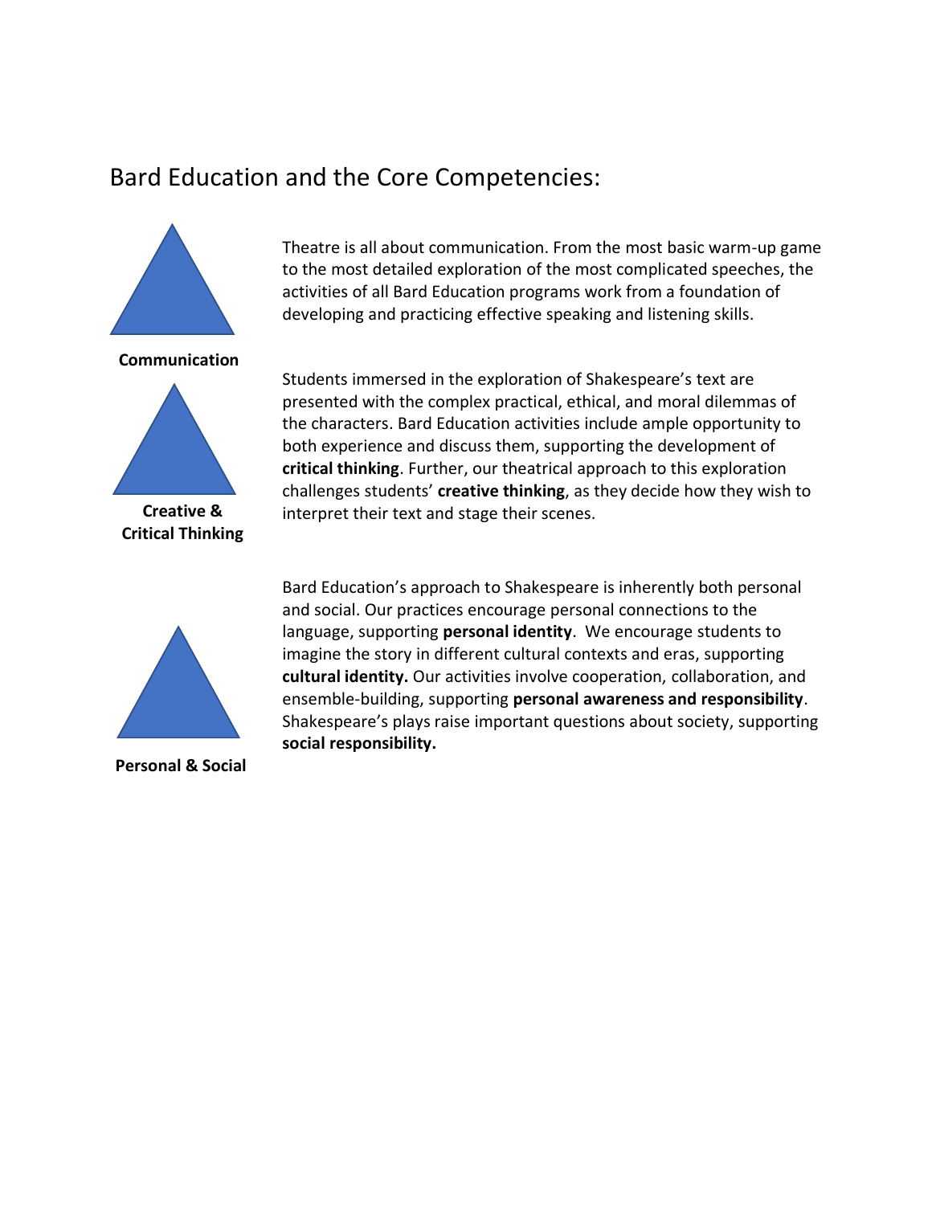# Bard Education and the Core Competencies:

**Communication**

Theatre is all about communication. From the most basic warm-up game to the most detailed exploration of the most complicated speeches, the activities of all Bard Education programs work from a foundation of developing and practicing effective speaking and listening skills.

**Creative & Critical Thinking**

Students immersed in the exploration of Shakespeare's text are presented with the complex practical, ethical, and moral dilemmas of the characters. Bard Education activities include ample opportunity to both experience and discuss them, supporting the development of **critical thinking**. Further, our theatrical approach to this exploration challenges students' **creative thinking**, as they decide how they wish to interpret their text and stage their scenes.

**Personal & Social**

Bard Education's approach to Shakespeare is inherently both personal and social. Our practices encourage personal connections to the language, supporting **personal identity**. We encourage students to imagine the story in different cultural contexts and eras, supporting **cultural identity.** Our activities involve cooperation, collaboration, and ensemble-building, supporting **personal awareness and responsibility**. Shakespeare's plays raise important questions about society, supporting **social responsibility.**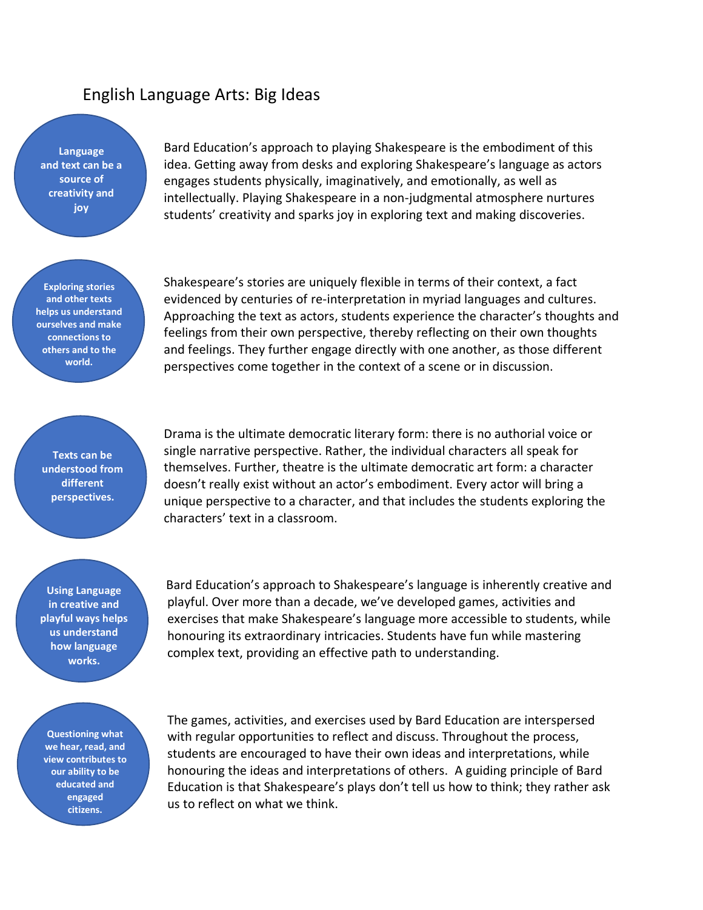## English Language Arts: Big Ideas

**Language and text can be a source of creativity and joy**

Bard Education's approach to playing Shakespeare is the embodiment of this idea. Getting away from desks and exploring Shakespeare's language as actors engages students physically, imaginatively, and emotionally, as well as intellectually. Playing Shakespeare in a non-judgmental atmosphere nurtures students' creativity and sparks joy in exploring text and making discoveries.

**Exploring stories and other texts helps us understand ourselves and make connections to others and to the world.**

Shakespeare's stories are uniquely flexible in terms of their context, a fact evidenced by centuries of re-interpretation in myriad languages and cultures. Approaching the text as actors, students experience the character's thoughts and feelings from their own perspective, thereby reflecting on their own thoughts and feelings. They further engage directly with one another, as those different perspectives come together in the context of a scene or in discussion.

**Texts can be understood from different perspectives.**

Drama is the ultimate democratic literary form: there is no authorial voice or single narrative perspective. Rather, the individual characters all speak for themselves. Further, theatre is the ultimate democratic art form: a character doesn't really exist without an actor's embodiment. Every actor will bring a unique perspective to a character, and that includes the students exploring the characters' text in a classroom.

**Using Language in creative and playful ways helps us understand how language works.**

Bard Education's approach to Shakespeare's language is inherently creative and playful. Over more than a decade, we've developed games, activities and exercises that make Shakespeare's language more accessible to students, while honouring its extraordinary intricacies. Students have fun while mastering complex text, providing an effective path to understanding.

**Questioning what we hear, read, and view contributes to our ability to be educated and engaged citizens.**

The games, activities, and exercises used by Bard Education are interspersed with regular opportunities to reflect and discuss. Throughout the process, students are encouraged to have their own ideas and interpretations, while honouring the ideas and interpretations of others. A guiding principle of Bard Education is that Shakespeare's plays don't tell us how to think; they rather ask us to reflect on what we think.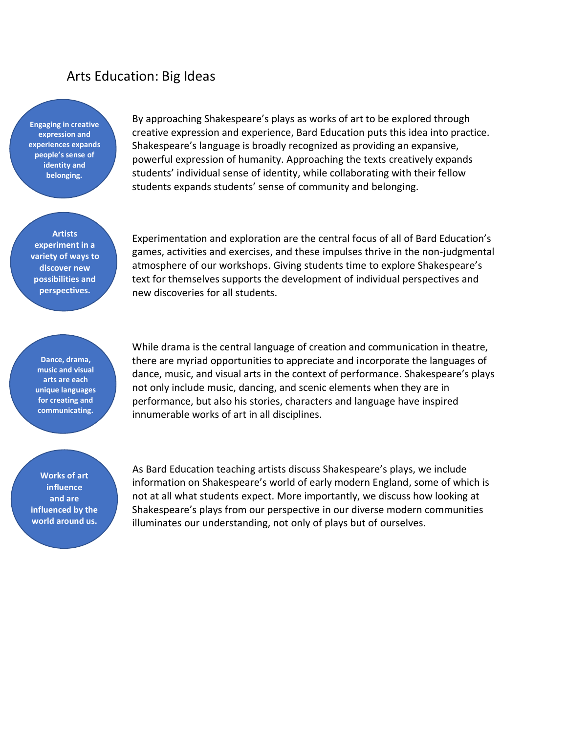# Arts Education: Big Ideas

**Engaging in creative expression and experiences expands people's sense of identity and belonging.**

By approaching Shakespeare's plays as works of art to be explored through creative expression and experience, Bard Education puts this idea into practice. Shakespeare's language is broadly recognized as providing an expansive, powerful expression of humanity. Approaching the texts creatively expands students' individual sense of identity, while collaborating with their fellow students expands students' sense of community and belonging.

**Artists experiment in a variety of ways to discover new possibilities and perspectives.**

Experimentation and exploration are the central focus of all of Bard Education's games, activities and exercises, and these impulses thrive in the non-judgmental atmosphere of our workshops. Giving students time to explore Shakespeare's text for themselves supports the development of individual perspectives and new discoveries for all students.

**Dance, drama, music and visual arts are each unique languages for creating and communicating.**

While drama is the central language of creation and communication in theatre, there are myriad opportunities to appreciate and incorporate the languages of dance, music, and visual arts in the context of performance. Shakespeare's plays not only include music, dancing, and scenic elements when they are in performance, but also his stories, characters and language have inspired innumerable works of art in all disciplines.

**Works of art influence and are influenced by the world around us.**

As Bard Education teaching artists discuss Shakespeare's plays, we include information on Shakespeare's world of early modern England, some of which is not at all what students expect. More importantly, we discuss how looking at Shakespeare's plays from our perspective in our diverse modern communities illuminates our understanding, not only of plays but of ourselves.